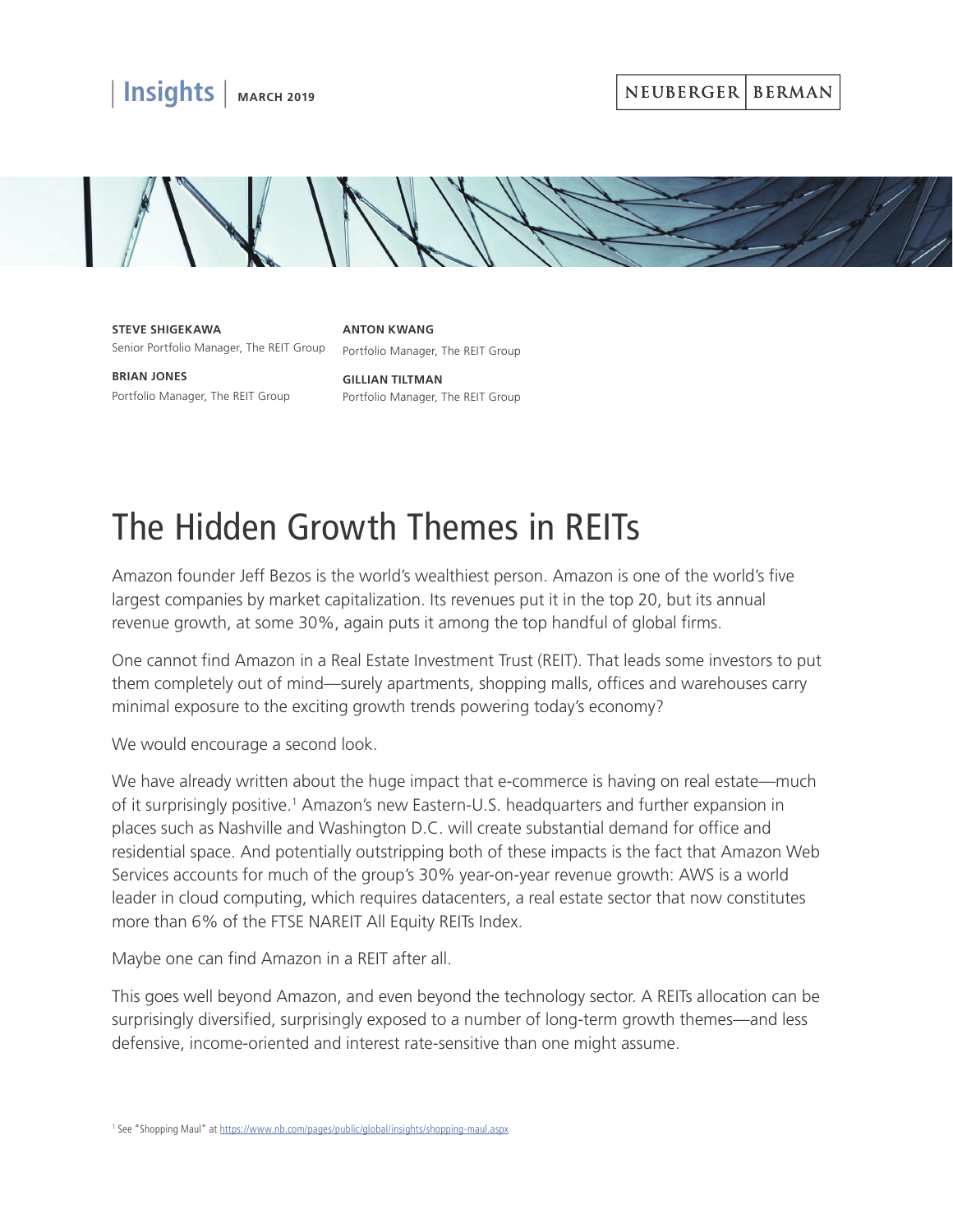Insights | MARCH 2019

NEUBERGER BERMAN

**STEVE SHIGEKAWA**
Senior Portfolio Manager, The REIT Group

**BRIAN JONES**
Portfolio Manager, The REIT Group

**ANTON KWANG**
Portfolio Manager, The REIT Group

**GILLIAN TILTMAN**
Portfolio Manager, The REIT Group

# The Hidden Growth Themes in REITs

Amazon founder Jeff Bezos is the world's wealthiest person. Amazon is one of the world's five largest companies by market capitalization. Its revenues put it in the top 20, but its annual revenue growth, at some 30%, again puts it among the top handful of global firms.

One cannot find Amazon in a Real Estate Investment Trust (REIT). That leads some investors to put them completely out of mind—surely apartments, shopping malls, offices and warehouses carry minimal exposure to the exciting growth trends powering today's economy?

We would encourage a second look.

We have already written about the huge impact that e-commerce is having on real estate—much of it surprisingly positive.[1] Amazon's new Eastern-U.S. headquarters and further expansion in places such as Nashville and Washington D.C. will create substantial demand for office and residential space. And potentially outstripping both of these impacts is the fact that Amazon Web Services accounts for much of the group's 30% year-on-year revenue growth: AWS is a world leader in cloud computing, which requires datacenters, a real estate sector that now constitutes more than 6% of the FTSE NAREIT All Equity REITs Index.

Maybe one can find Amazon in a REIT after all.

This goes well beyond Amazon, and even beyond the technology sector. A REITs allocation can be surprisingly diversified, surprisingly exposed to a number of long-term growth themes—and less defensive, income-oriented and interest rate-sensitive than one might assume.

[1] See "Shopping Maul" at https://www.nb.com/pages/public/global/insights/shopping-maul.aspx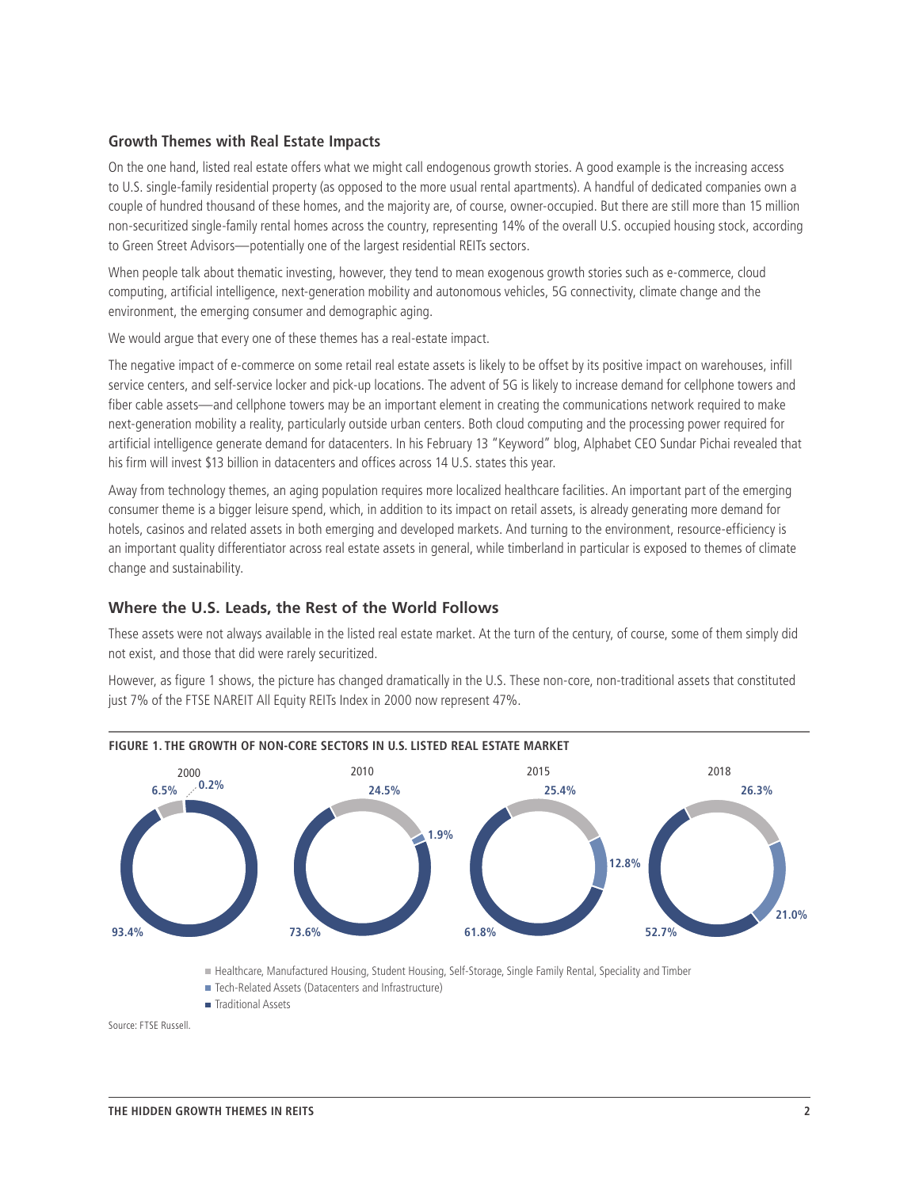### Growth Themes with Real Estate Impacts

On the one hand, listed real estate offers what we might call endogenous growth stories. A good example is the increasing access to U.S. single-family residential property (as opposed to the more usual rental apartments). A handful of dedicated companies own a couple of hundred thousand of these homes, and the majority are, of course, owner-occupied. But there are still more than 15 million non-securitized single-family rental homes across the country, representing 14% of the overall U.S. occupied housing stock, according to Green Street Advisors—potentially one of the largest residential REITs sectors.

When people talk about thematic investing, however, they tend to mean exogenous growth stories such as e-commerce, cloud computing, artificial intelligence, next-generation mobility and autonomous vehicles, 5G connectivity, climate change and the environment, the emerging consumer and demographic aging.

We would argue that every one of these themes has a real-estate impact.

The negative impact of e-commerce on some retail real estate assets is likely to be offset by its positive impact on warehouses, infill service centers, and self-service locker and pick-up locations. The advent of 5G is likely to increase demand for cellphone towers and fiber cable assets—and cellphone towers may be an important element in creating the communications network required to make next-generation mobility a reality, particularly outside urban centers. Both cloud computing and the processing power required for artificial intelligence generate demand for datacenters. In his February 13 "Keyword" blog, Alphabet CEO Sundar Pichai revealed that his firm will invest $13 billion in datacenters and offices across 14 U.S. states this year.

Away from technology themes, an aging population requires more localized healthcare facilities. An important part of the emerging consumer theme is a bigger leisure spend, which, in addition to its impact on retail assets, is already generating more demand for hotels, casinos and related assets in both emerging and developed markets. And turning to the environment, resource-efficiency is an important quality differentiator across real estate assets in general, while timberland in particular is exposed to themes of climate change and sustainability.

### Where the U.S. Leads, the Rest of the World Follows

These assets were not always available in the listed real estate market. At the turn of the century, of course, some of them simply did not exist, and those that did were rarely securitized.

However, as figure 1 shows, the picture has changed dramatically in the U.S. These non-core, non-traditional assets that constituted just 7% of the FTSE NAREIT All Equity REITs Index in 2000 now represent 47%.

**FIGURE 1. THE GROWTH OF NON-CORE SECTORS IN U.S. LISTED REAL ESTATE MARKET**

| | 2000 | 2010 | 2015 | 2018 |
|---|---|---|---|---|
| Healthcare, Manufactured Housing, Student Housing, Self-Storage, Single Family Rental, Speciality and Timber | 6.5% | 24.5% | 25.4% | 26.3% |
| Tech-Related Assets (Datacenters and Infrastructure) | 0.2% | 1.9% | 12.8% | 21.0% |
| Traditional Assets | 93.4% | 73.6% | 61.8% | 52.7% |

Source: FTSE Russell.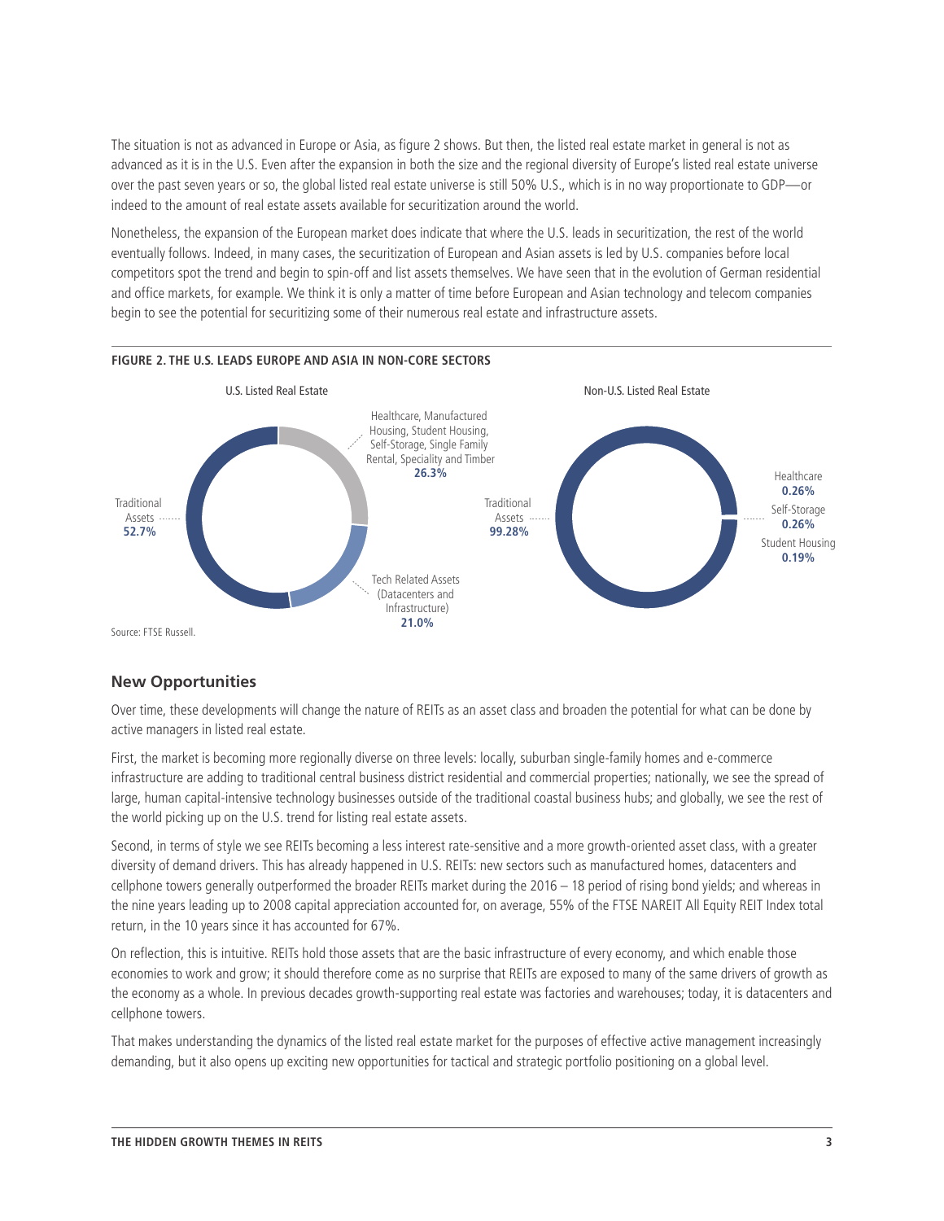The situation is not as advanced in Europe or Asia, as figure 2 shows. But then, the listed real estate market in general is not as advanced as it is in the U.S. Even after the expansion in both the size and the regional diversity of Europe's listed real estate universe over the past seven years or so, the global listed real estate universe is still 50% U.S., which is in no way proportionate to GDP—or indeed to the amount of real estate assets available for securitization around the world.

Nonetheless, the expansion of the European market does indicate that where the U.S. leads in securitization, the rest of the world eventually follows. Indeed, in many cases, the securitization of European and Asian assets is led by U.S. companies before local competitors spot the trend and begin to spin-off and list assets themselves. We have seen that in the evolution of German residential and office markets, for example. We think it is only a matter of time before European and Asian technology and telecom companies begin to see the potential for securitizing some of their numerous real estate and infrastructure assets.

**FIGURE 2. THE U.S. LEADS EUROPE AND ASIA IN NON-CORE SECTORS**

U.S. Listed Real Estate

- Traditional Assets **52.7%**
- Healthcare, Manufactured Housing, Student Housing, Self-Storage, Single Family Rental, Speciality and Timber **26.3%**
- Tech Related Assets (Datacenters and Infrastructure) **21.0%**

Non-U.S. Listed Real Estate

- Traditional Assets **99.28%**
- Healthcare **0.26%**
- Self-Storage **0.26%**
- Student Housing **0.19%**

Source: FTSE Russell.

## New Opportunities

Over time, these developments will change the nature of REITs as an asset class and broaden the potential for what can be done by active managers in listed real estate.

First, the market is becoming more regionally diverse on three levels: locally, suburban single-family homes and e-commerce infrastructure are adding to traditional central business district residential and commercial properties; nationally, we see the spread of large, human capital-intensive technology businesses outside of the traditional coastal business hubs; and globally, we see the rest of the world picking up on the U.S. trend for listing real estate assets.

Second, in terms of style we see REITs becoming a less interest rate-sensitive and a more growth-oriented asset class, with a greater diversity of demand drivers. This has already happened in U.S. REITs: new sectors such as manufactured homes, datacenters and cellphone towers generally outperformed the broader REITs market during the 2016 – 18 period of rising bond yields; and whereas in the nine years leading up to 2008 capital appreciation accounted for, on average, 55% of the FTSE NAREIT All Equity REIT Index total return, in the 10 years since it has accounted for 67%.

On reflection, this is intuitive. REITs hold those assets that are the basic infrastructure of every economy, and which enable those economies to work and grow; it should therefore come as no surprise that REITs are exposed to many of the same drivers of growth as the economy as a whole. In previous decades growth-supporting real estate was factories and warehouses; today, it is datacenters and cellphone towers.

That makes understanding the dynamics of the listed real estate market for the purposes of effective active management increasingly demanding, but it also opens up exciting new opportunities for tactical and strategic portfolio positioning on a global level.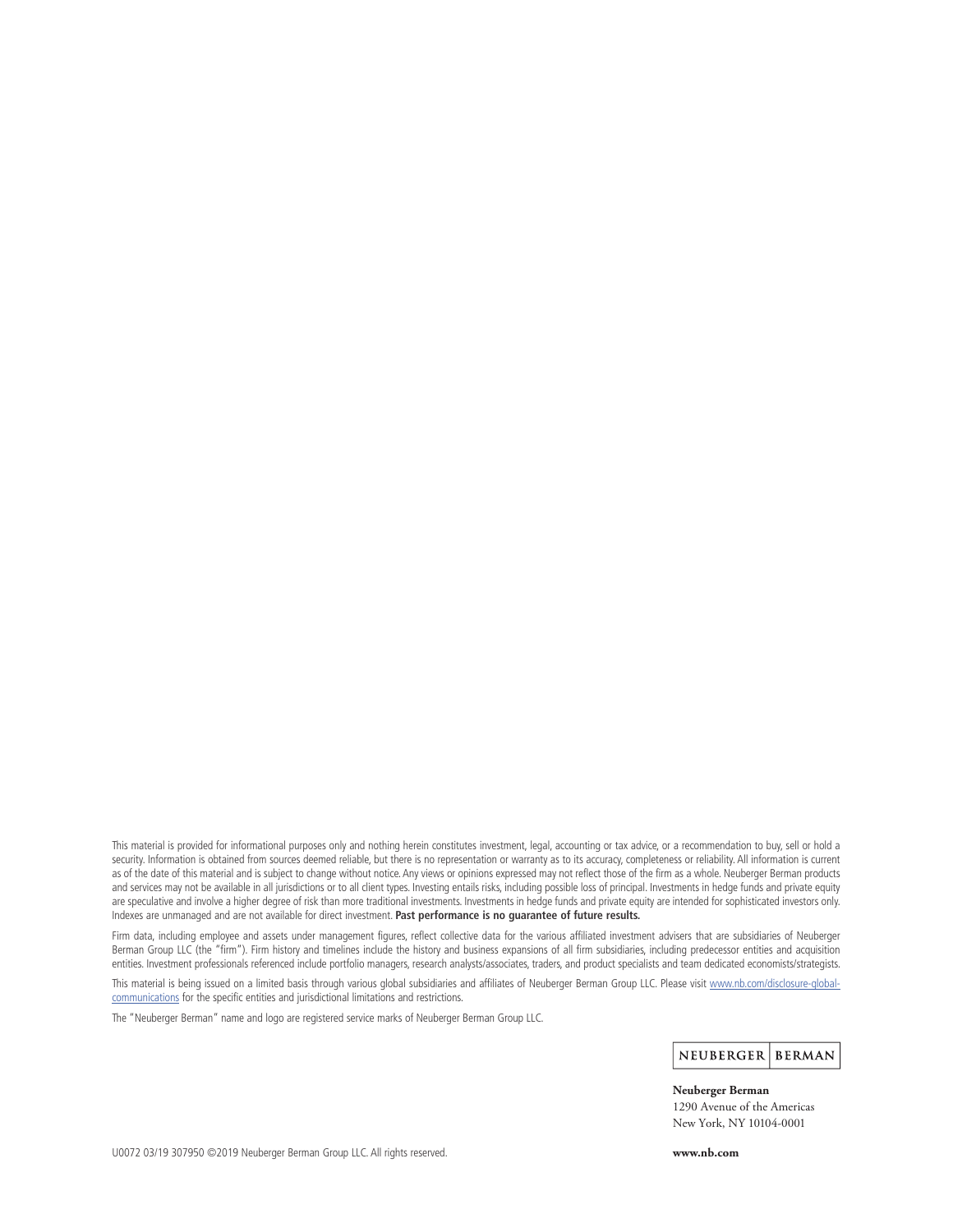This material is provided for informational purposes only and nothing herein constitutes investment, legal, accounting or tax advice, or a recommendation to buy, sell or hold a security. Information is obtained from sources deemed reliable, but there is no representation or warranty as to its accuracy, completeness or reliability. All information is current as of the date of this material and is subject to change without notice. Any views or opinions expressed may not reflect those of the firm as a whole. Neuberger Berman products and services may not be available in all jurisdictions or to all client types. Investing entails risks, including possible loss of principal. Investments in hedge funds and private equity are speculative and involve a higher degree of risk than more traditional investments. Investments in hedge funds and private equity are intended for sophisticated investors only. Indexes are unmanaged and are not available for direct investment. **Past performance is no guarantee of future results.**

Firm data, including employee and assets under management figures, reflect collective data for the various affiliated investment advisers that are subsidiaries of Neuberger Berman Group LLC (the "firm"). Firm history and timelines include the history and business expansions of all firm subsidiaries, including predecessor entities and acquisition entities. Investment professionals referenced include portfolio managers, research analysts/associates, traders, and product specialists and team dedicated economists/strategists.

This material is being issued on a limited basis through various global subsidiaries and affiliates of Neuberger Berman Group LLC. Please visit www.nb.com/disclosure-global-communications for the specific entities and jurisdictional limitations and restrictions.

The "Neuberger Berman" name and logo are registered service marks of Neuberger Berman Group LLC.

NEUBERGER | BERMAN

**Neuberger Berman**
1290 Avenue of the Americas
New York, NY 10104-0001

U0072 03/19 307950 ©2019 Neuberger Berman Group LLC. All rights reserved.

**www.nb.com**